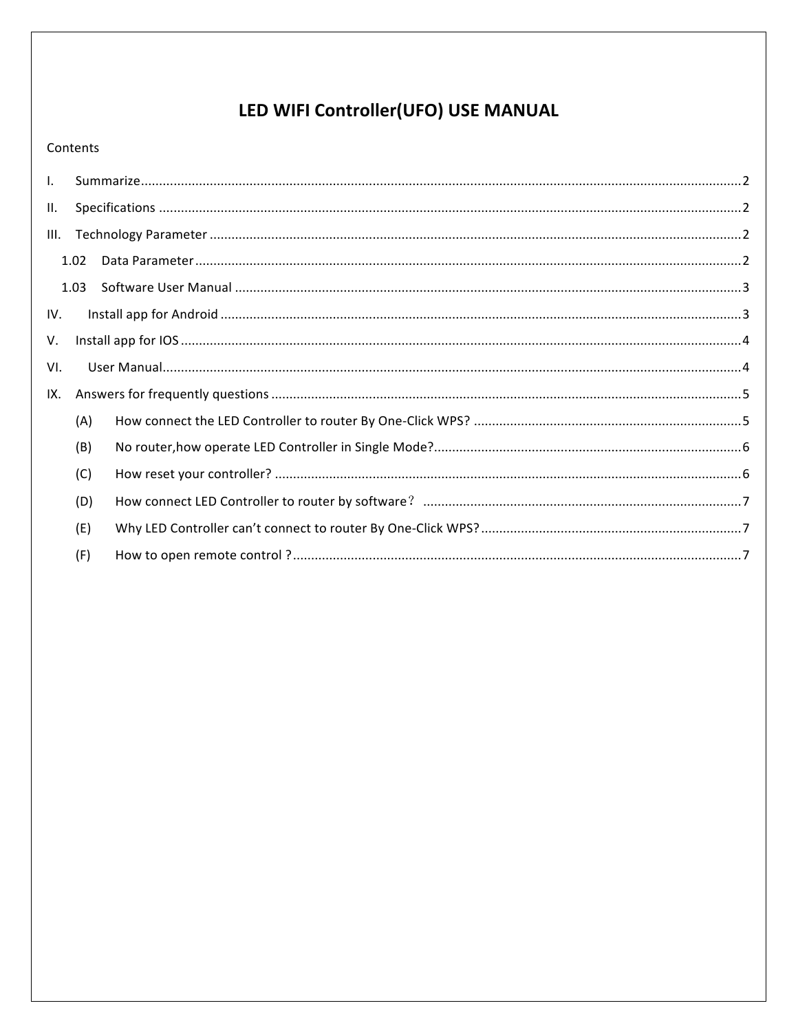# LED WIFI Controller(UFO) USE MANUAL

Contents

I. Summarize .......... 2

II. Specifications .......... 2

III. Technology Parameter .......... 2

- 1.02 Data Parameter .......... 2
- 1.03 Software User Manual .......... 3

IV. Install app for Android .......... 3

V. Install app for IOS .......... 4

VI. User Manual .......... 4

IX. Answers for frequently questions .......... 5

- (A) How connect the LED Controller to router By One-Click WPS? .......... 5
- (B) No router,how operate LED Controller in Single Mode? .......... 6
- (C) How reset your controller? .......... 6
- (D) How connect LED Controller to router by software？ .......... 7
- (E) Why LED Controller can't connect to router By One-Click WPS? .......... 7
- (F) How to open remote control ? .......... 7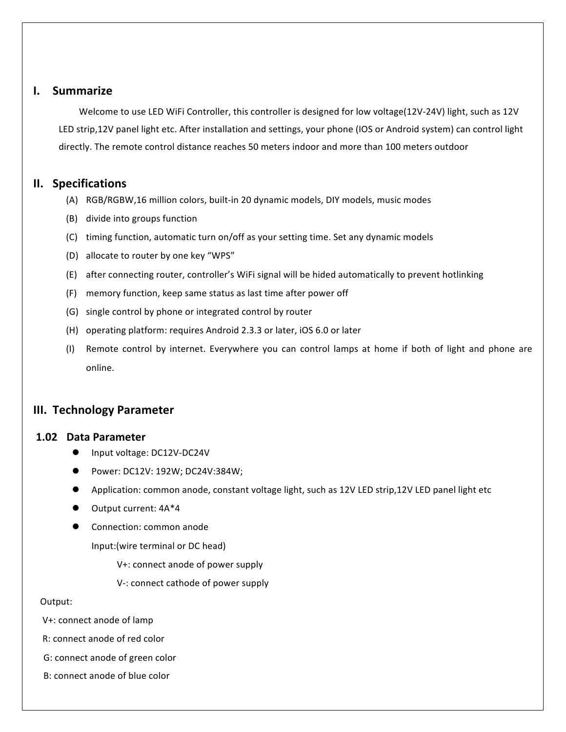## I. Summarize

Welcome to use LED WiFi Controller, this controller is designed for low voltage(12V-24V) light, such as 12V LED strip,12V panel light etc. After installation and settings, your phone (IOS or Android system) can control light directly. The remote control distance reaches 50 meters indoor and more than 100 meters outdoor

## II. Specifications

(A) RGB/RGBW,16 million colors, built-in 20 dynamic models, DIY models, music modes

(B) divide into groups function

(C) timing function, automatic turn on/off as your setting time. Set any dynamic models

(D) allocate to router by one key "WPS"

(E) after connecting router, controller's WiFi signal will be hided automatically to prevent hotlinking

(F) memory function, keep same status as last time after power off

(G) single control by phone or integrated control by router

(H) operating platform: requires Android 2.3.3 or later, iOS 6.0 or later

(I) Remote control by internet. Everywhere you can control lamps at home if both of light and phone are online.

## III. Technology Parameter

### 1.02 Data Parameter

- Input voltage: DC12V-DC24V
- Power: DC12V: 192W; DC24V:384W;
- Application: common anode, constant voltage light, such as 12V LED strip,12V LED panel light etc
- Output current: 4A*4
- Connection: common anode

  Input:(wire terminal or DC head)

  V+: connect anode of power supply

  V-: connect cathode of power supply

Output:

V+: connect anode of lamp

R: connect anode of red color

G: connect anode of green color

B: connect anode of blue color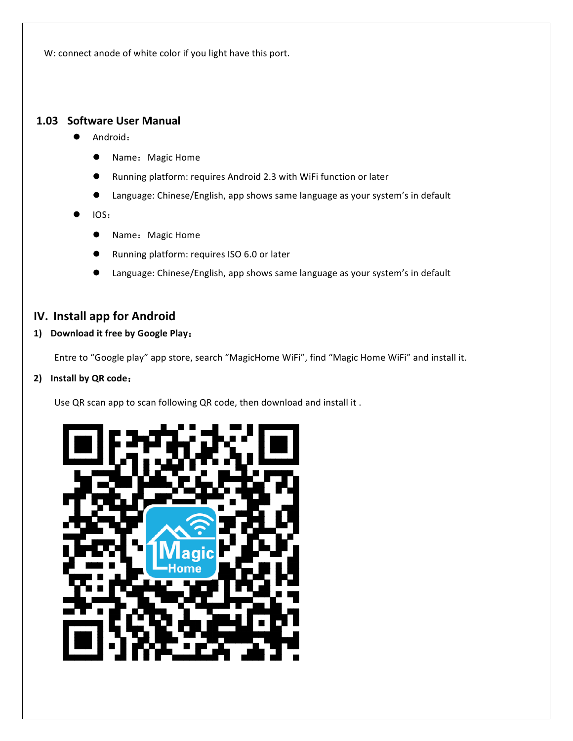W: connect anode of white color if you light have this port.

### 1.03 Software User Manual

- Android：
  - Name：Magic Home
  - Running platform: requires Android 2.3 with WiFi function or later
  - Language: Chinese/English, app shows same language as your system's in default
- IOS：
  - Name：Magic Home
  - Running platform: requires ISO 6.0 or later
  - Language: Chinese/English, app shows same language as your system's in default

## IV. Install app for Android

**1) Download it free by Google Play：**

Entre to "Google play" app store, search "MagicHome WiFi", find "Magic Home WiFi" and install it.

**2) Install by QR code：**

Use QR scan app to scan following QR code, then download and install it .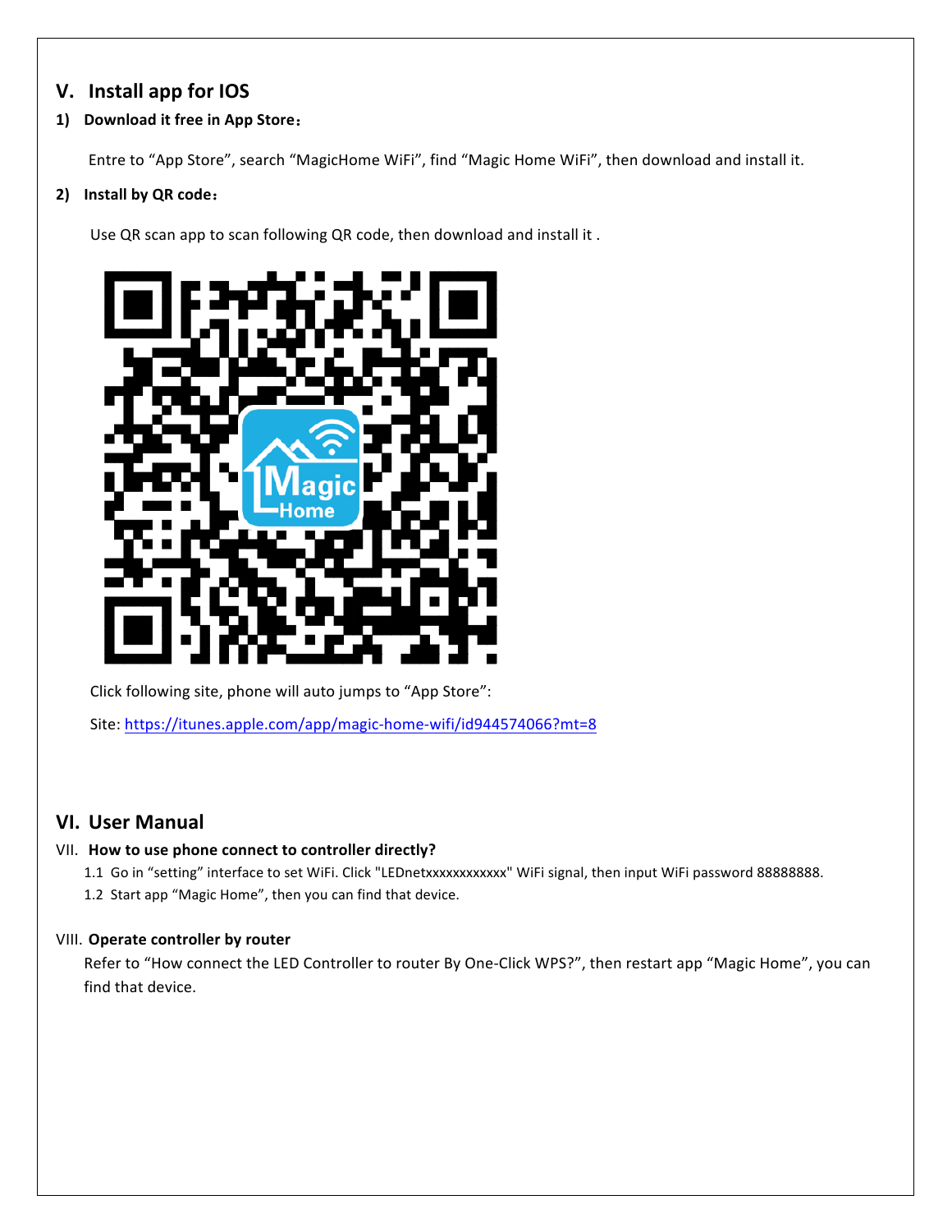## V. Install app for IOS

**1) Download it free in App Store：**

Entre to "App Store", search "MagicHome WiFi", find "Magic Home WiFi", then download and install it.

**2) Install by QR code：**

Use QR scan app to scan following QR code, then download and install it .

Click following site, phone will auto jumps to "App Store":

Site: https://itunes.apple.com/app/magic-home-wifi/id944574066?mt=8

## VI. User Manual

VII. **How to use phone connect to controller directly?**

1.1 Go in "setting" interface to set WiFi. Click "LEDnetxxxxxxxxxxxx" WiFi signal, then input WiFi password 88888888.

1.2 Start app "Magic Home", then you can find that device.

VIII. **Operate controller by router**

Refer to "How connect the LED Controller to router By One-Click WPS?", then restart app "Magic Home", you can find that device.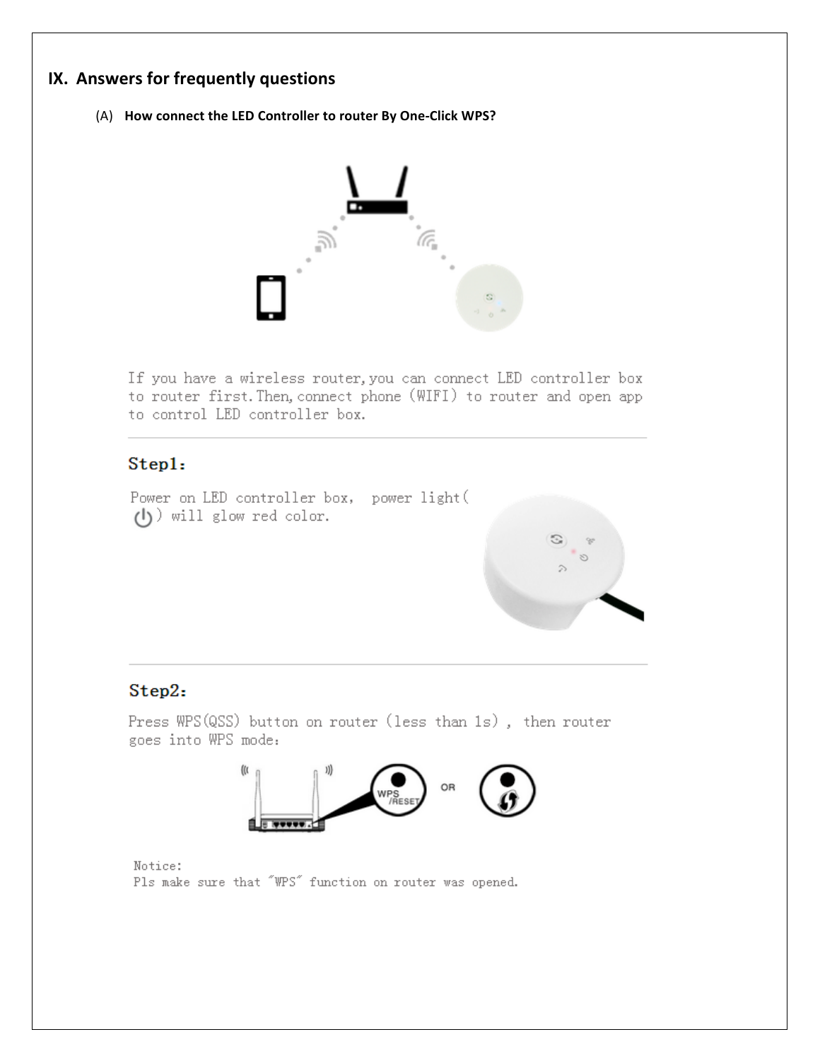## IX. Answers for frequently questions

(A) **How connect the LED Controller to router By One-Click WPS?**

If you have a wireless router, you can connect LED controller box to router first. Then, connect phone (WIFI) to router and open app to control LED controller box.

### Step1:

Power on LED controller box, power light( ⏻ ) will glow red color.

### Step2:

Press WPS(QSS) button on router (less than 1s) , then router goes into WPS mode:

Notice:
Pls make sure that "WPS" function on router was opened.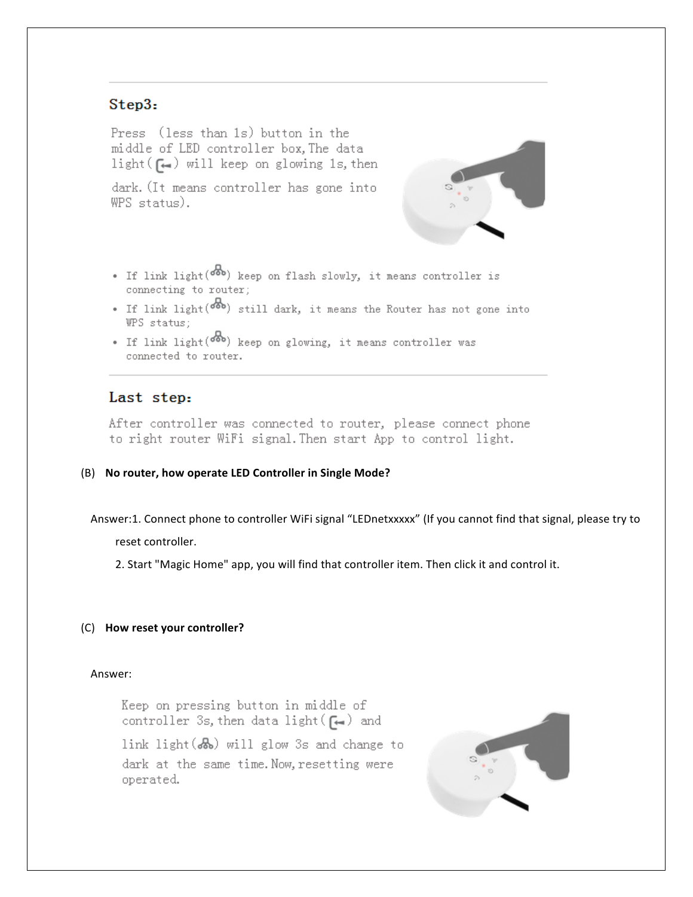### Step3:

Press (less than 1s) button in the middle of LED controller box, The data light( ) will keep on glowing 1s, then dark. (It means controller has gone into WPS status).

- If link light( ) keep on flash slowly, it means controller is connecting to router;
- If link light( ) still dark, it means the Router has not gone into WPS status;
- If link light( ) keep on glowing, it means controller was connected to router.

### Last step:

After controller was connected to router, please connect phone to right router WiFi signal. Then start App to control light.

(B) **No router, how operate LED Controller in Single Mode?**

Answer: 1. Connect phone to controller WiFi signal "LEDnetxxxxx" (If you cannot find that signal, please try to reset controller.

2. Start "Magic Home" app, you will find that controller item. Then click it and control it.

(C) **How reset your controller?**

Answer:

Keep on pressing button in middle of controller 3s, then data light( ) and link light( ) will glow 3s and change to dark at the same time. Now, resetting were operated.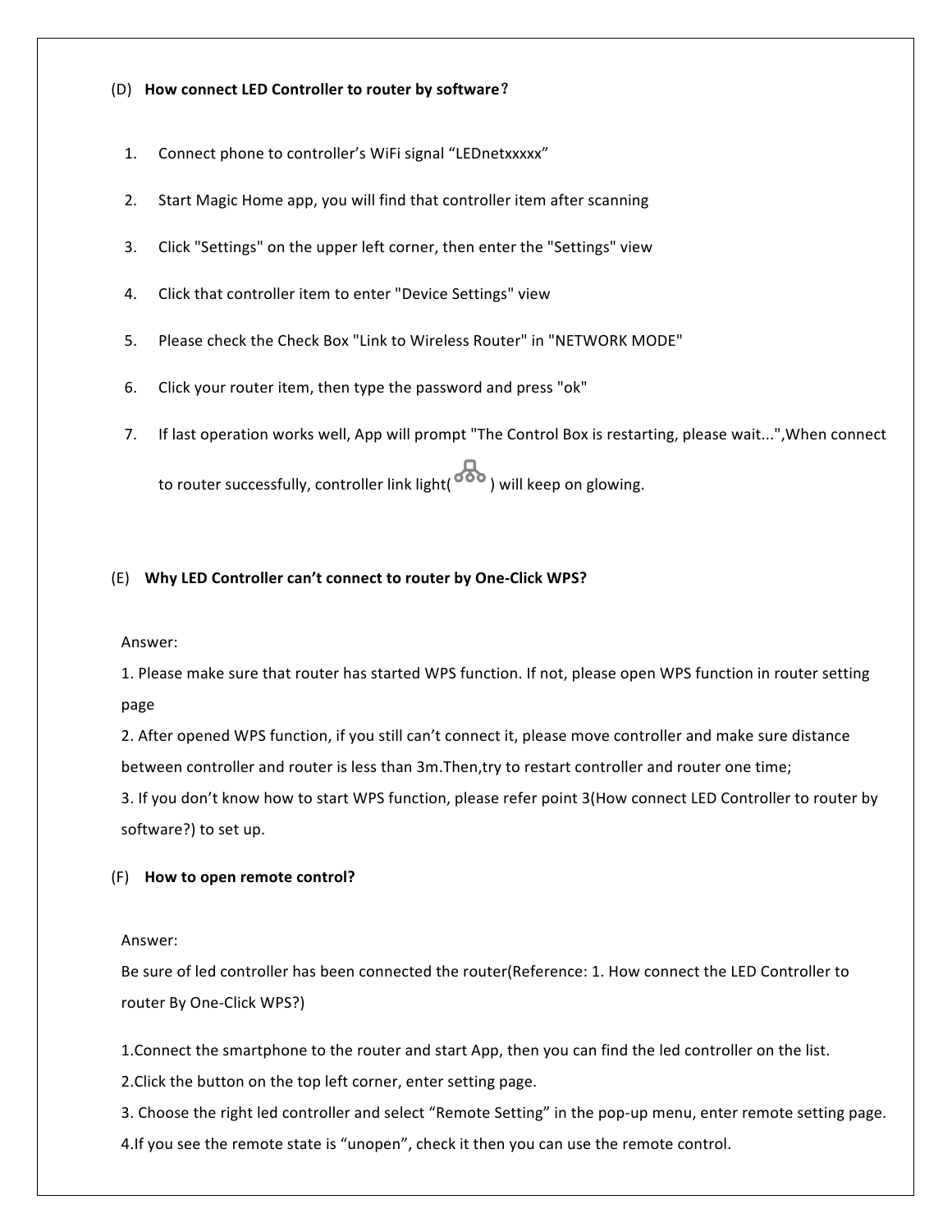### (D) How connect LED Controller to router by software？

1. Connect phone to controller's WiFi signal "LEDnetxxxxx"
2. Start Magic Home app, you will find that controller item after scanning
3. Click "Settings" on the upper left corner, then enter the "Settings" view
4. Click that controller item to enter "Device Settings" view
5. Please check the Check Box "Link to Wireless Router" in "NETWORK MODE"
6. Click your router item, then type the password and press "ok"
7. If last operation works well, App will prompt "The Control Box is restarting, please wait...",When connect to router successfully, controller link light( ) will keep on glowing.

### (E) Why LED Controller can't connect to router by One-Click WPS?

Answer:

1. Please make sure that router has started WPS function. If not, please open WPS function in router setting page
2. After opened WPS function, if you still can't connect it, please move controller and make sure distance between controller and router is less than 3m.Then,try to restart controller and router one time;
3. If you don't know how to start WPS function, please refer point 3(How connect LED Controller to router by software?) to set up.

### (F) How to open remote control?

Answer:

Be sure of led controller has been connected the router(Reference: 1. How connect the LED Controller to router By One-Click WPS?)

1.Connect the smartphone to the router and start App, then you can find the led controller on the list.
2.Click the button on the top left corner, enter setting page.
3. Choose the right led controller and select "Remote Setting" in the pop-up menu, enter remote setting page.
4.If you see the remote state is "unopen", check it then you can use the remote control.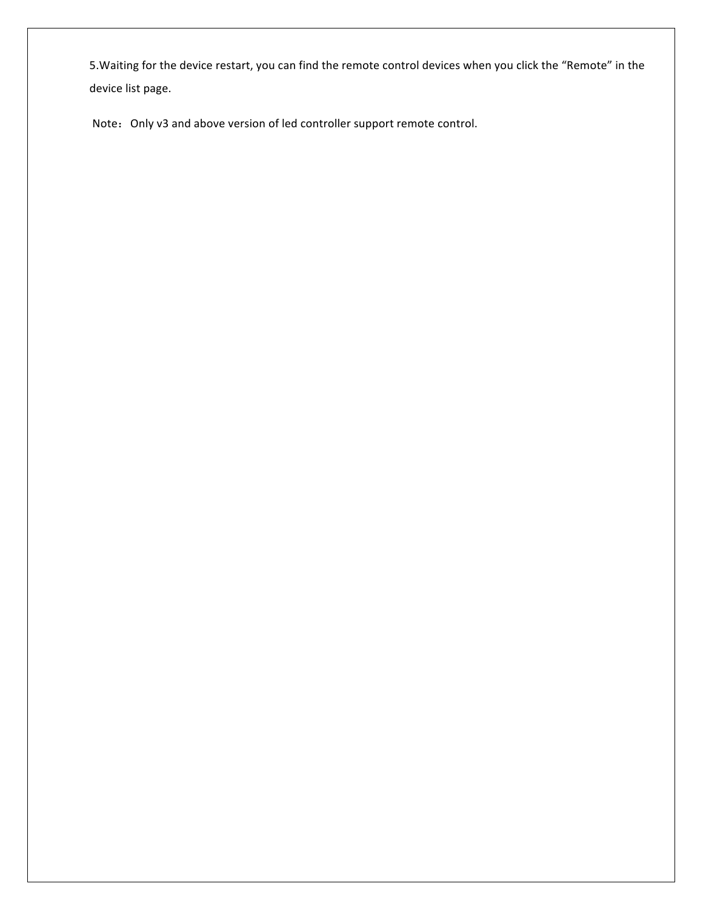5.Waiting for the device restart, you can find the remote control devices when you click the “Remote” in the device list page.

Note：Only v3 and above version of led controller support remote control.